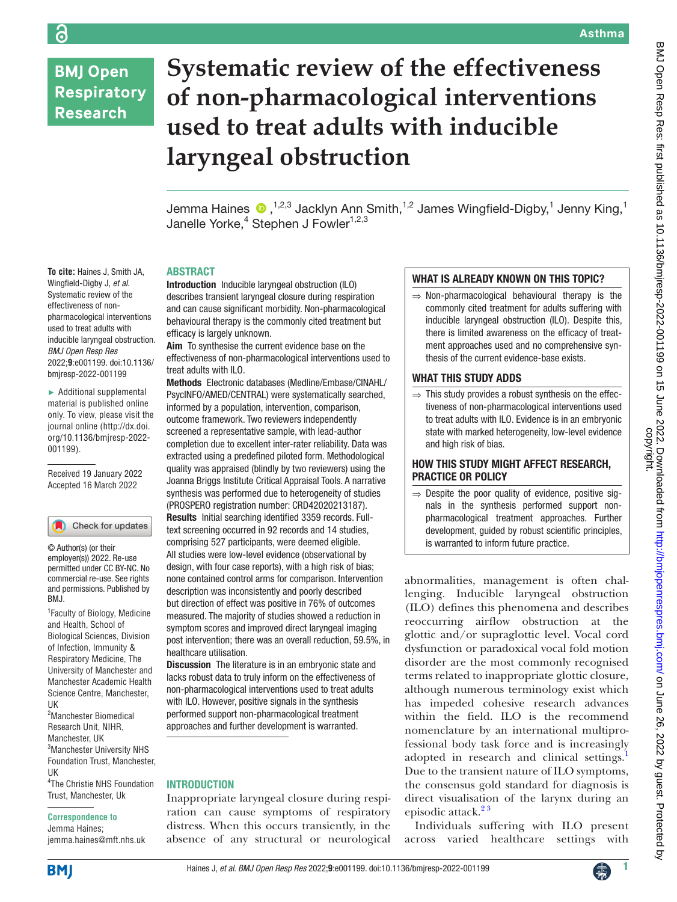# Systematic review of the effectiveness of non-pharmacological interventions used to treat adults with inducible laryngeal obstruction

Jemma Haines[1,2,3], Jacklyn Ann Smith[1,2], James Wingfield-Digby[1], Jenny King[1], Janelle Yorke[4], Stephen J Fowler[1,2,3]

**To cite:** Haines J, Smith JA, Wingfield-Digby J, *et al*. Systematic review of the effectiveness of non-pharmacological interventions used to treat adults with inducible laryngeal obstruction. *BMJ Open Resp Res* 2022;**9**:e001199. doi:10.1136/bmjresp-2022-001199

► Additional supplemental material is published online only. To view, please visit the journal online (http://dx.doi.org/10.1136/bmjresp-2022-001199).

Received 19 January 2022
Accepted 16 March 2022

© Author(s) (or their employer(s)) 2022. Re-use permitted under CC BY-NC. No commercial re-use. See rights and permissions. Published by BMJ.

[1]Faculty of Biology, Medicine and Health, School of Biological Sciences, Division of Infection, Immunity & Respiratory Medicine, The University of Manchester and Manchester Academic Health Science Centre, Manchester, UK
[2]Manchester Biomedical Research Unit, NIHR, Manchester, UK
[3]Manchester University NHS Foundation Trust, Manchester, UK
[4]The Christie NHS Foundation Trust, Manchester, Uk

**Correspondence to**
Jemma Haines;
jemma.haines@mft.nhs.uk

## ABSTRACT

**Introduction** Inducible laryngeal obstruction (ILO) describes transient laryngeal closure during respiration and can cause significant morbidity. Non-pharmacological behavioural therapy is the commonly cited treatment but efficacy is largely unknown.

**Aim** To synthesise the current evidence base on the effectiveness of non-pharmacological interventions used to treat adults with ILO.

**Methods** Electronic databases (Medline/Embase/CINAHL/PsycINFO/AMED/CENTRAL) were systematically searched, informed by a population, intervention, comparison, outcome framework. Two reviewers independently screened a representative sample, with lead-author completion due to excellent inter-rater reliability. Data was extracted using a predefined piloted form. Methodological quality was appraised (blindly by two reviewers) using the Joanna Briggs Institute Critical Appraisal Tools. A narrative synthesis was performed due to heterogeneity of studies (PROSPERO registration number: CRD42020213187).

**Results** Initial searching identified 3359 records. Full-text screening occurred in 92 records and 14 studies, comprising 527 participants, were deemed eligible. All studies were low-level evidence (observational by design, with four case reports), with a high risk of bias; none contained control arms for comparison. Intervention description was inconsistently and poorly described but direction of effect was positive in 76% of outcomes measured. The majority of studies showed a reduction in symptom scores and improved direct laryngeal imaging post intervention; there was an overall reduction, 59.5%, in healthcare utilisation.

**Discussion** The literature is in an embryonic state and lacks robust data to truly inform on the effectiveness of non-pharmacological interventions used to treat adults with ILO. However, positive signals in the synthesis performed support non-pharmacological treatment approaches and further development is warranted.

### WHAT IS ALREADY KNOWN ON THIS TOPIC?

⇒ Non-pharmacological behavioural therapy is the commonly cited treatment for adults suffering with inducible laryngeal obstruction (ILO). Despite this, there is limited awareness on the efficacy of treatment approaches used and no comprehensive synthesis of the current evidence-base exists.

### WHAT THIS STUDY ADDS

⇒ This study provides a robust synthesis on the effectiveness of non-pharmacological interventions used to treat adults with ILO. Evidence is in an embryonic state with marked heterogeneity, low-level evidence and high risk of bias.

### HOW THIS STUDY MIGHT AFFECT RESEARCH, PRACTICE OR POLICY

⇒ Despite the poor quality of evidence, positive signals in the synthesis performed support non-pharmacological treatment approaches. Further development, guided by robust scientific principles, is warranted to inform future practice.

## INTRODUCTION

Inappropriate laryngeal closure during respiration can cause symptoms of respiratory distress. When this occurs transiently, in the absence of any structural or neurological abnormalities, management is often challenging. Inducible laryngeal obstruction (ILO) defines this phenomena and describes reoccurring airflow obstruction at the glottic and/or supraglottic level. Vocal cord dysfunction or paradoxical vocal fold motion disorder are the most commonly recognised terms related to inappropriate glottic closure, although numerous terminology exist which has impeded cohesive research advances within the field. ILO is the recommend nomenclature by an international multiprofessional body task force and is increasingly adopted in research and clinical settings.[1] Due to the transient nature of ILO symptoms, the consensus gold standard for diagnosis is direct visualisation of the larynx during an episodic attack.[2,3]

Individuals suffering with ILO present across varied healthcare settings with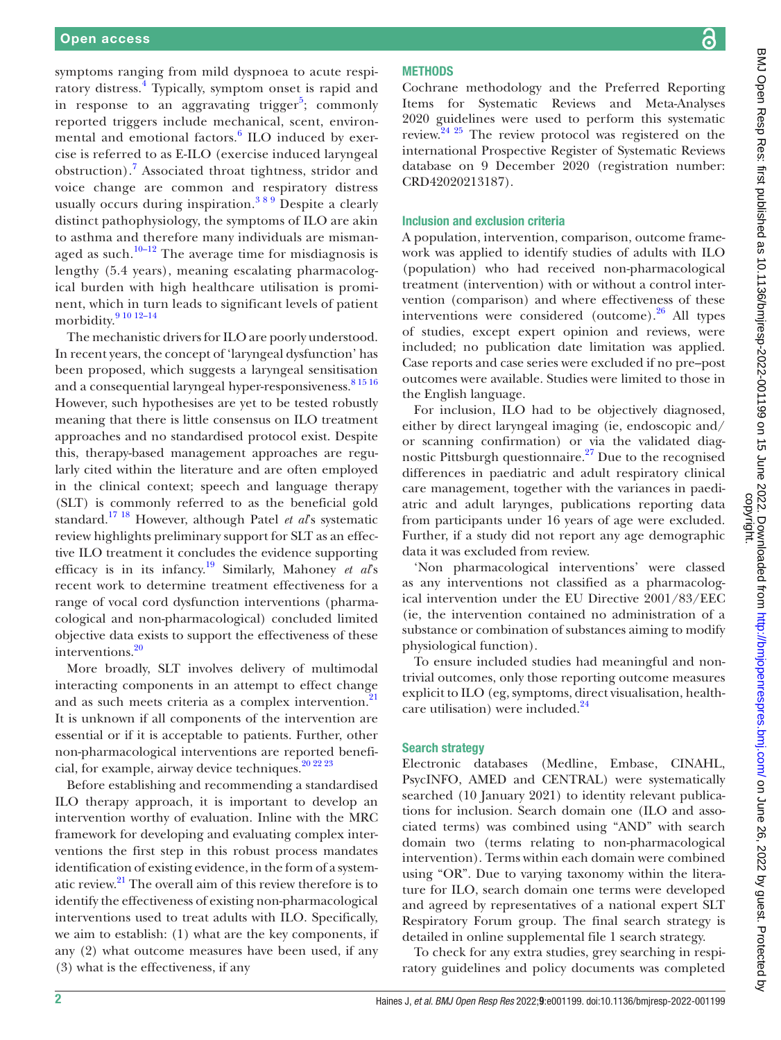symptoms ranging from mild dyspnoea to acute respiratory distress.[4] Typically, symptom onset is rapid and in response to an aggravating trigger[5]; commonly reported triggers include mechanical, scent, environmental and emotional factors.[6] ILO induced by exercise is referred to as E-ILO (exercise induced laryngeal obstruction).[7] Associated throat tightness, stridor and voice change are common and respiratory distress usually occurs during inspiration.[3 8 9] Despite a clearly distinct pathophysiology, the symptoms of ILO are akin to asthma and therefore many individuals are mismanaged as such.[10–12] The average time for misdiagnosis is lengthy (5.4 years), meaning escalating pharmacological burden with high healthcare utilisation is prominent, which in turn leads to significant levels of patient morbidity.[9 10 12–14]

The mechanistic drivers for ILO are poorly understood. In recent years, the concept of 'laryngeal dysfunction' has been proposed, which suggests a laryngeal sensitisation and a consequential laryngeal hyper-responsiveness.[8 15 16] However, such hypothesises are yet to be tested robustly meaning that there is little consensus on ILO treatment approaches and no standardised protocol exist. Despite this, therapy-based management approaches are regularly cited within the literature and are often employed in the clinical context; speech and language therapy (SLT) is commonly referred to as the beneficial gold standard.[17 18] However, although Patel *et al*'s systematic review highlights preliminary support for SLT as an effective ILO treatment it concludes the evidence supporting efficacy is in its infancy.[19] Similarly, Mahoney *et al*'s recent work to determine treatment effectiveness for a range of vocal cord dysfunction interventions (pharmacological and non-pharmacological) concluded limited objective data exists to support the effectiveness of these interventions.[20]

More broadly, SLT involves delivery of multimodal interacting components in an attempt to effect change and as such meets criteria as a complex intervention.[21] It is unknown if all components of the intervention are essential or if it is acceptable to patients. Further, other non-pharmacological interventions are reported beneficial, for example, airway device techniques.[20 22 23]

Before establishing and recommending a standardised ILO therapy approach, it is important to develop an intervention worthy of evaluation. Inline with the MRC framework for developing and evaluating complex interventions the first step in this robust process mandates identification of existing evidence, in the form of a systematic review.[21] The overall aim of this review therefore is to identify the effectiveness of existing non-pharmacological interventions used to treat adults with ILO. Specifically, we aim to establish: (1) what are the key components, if any (2) what outcome measures have been used, if any (3) what is the effectiveness, if any

## METHODS

Cochrane methodology and the Preferred Reporting Items for Systematic Reviews and Meta-Analyses 2020 guidelines were used to perform this systematic review.[24 25] The review protocol was registered on the international Prospective Register of Systematic Reviews database on 9 December 2020 (registration number: CRD42020213187).

### Inclusion and exclusion criteria

A population, intervention, comparison, outcome framework was applied to identify studies of adults with ILO (population) who had received non-pharmacological treatment (intervention) with or without a control intervention (comparison) and where effectiveness of these interventions were considered (outcome).[26] All types of studies, except expert opinion and reviews, were included; no publication date limitation was applied. Case reports and case series were excluded if no pre–post outcomes were available. Studies were limited to those in the English language.

For inclusion, ILO had to be objectively diagnosed, either by direct laryngeal imaging (ie, endoscopic and/or scanning confirmation) or via the validated diagnostic Pittsburgh questionnaire.[27] Due to the recognised differences in paediatric and adult respiratory clinical care management, together with the variances in paediatric and adult larynges, publications reporting data from participants under 16 years of age were excluded. Further, if a study did not report any age demographic data it was excluded from review.

'Non pharmacological interventions' were classed as any interventions not classified as a pharmacological intervention under the EU Directive 2001/83/EEC (ie, the intervention contained no administration of a substance or combination of substances aiming to modify physiological function).

To ensure included studies had meaningful and non-trivial outcomes, only those reporting outcome measures explicit to ILO (eg, symptoms, direct visualisation, healthcare utilisation) were included.[24]

### Search strategy

Electronic databases (Medline, Embase, CINAHL, PsycINFO, AMED and CENTRAL) were systematically searched (10 January 2021) to identity relevant publications for inclusion. Search domain one (ILO and associated terms) was combined using "AND" with search domain two (terms relating to non-pharmacological intervention). Terms within each domain were combined using "OR". Due to varying taxonomy within the literature for ILO, search domain one terms were developed and agreed by representatives of a national expert SLT Respiratory Forum group. The final search strategy is detailed in online supplemental file 1 search strategy.

To check for any extra studies, grey searching in respiratory guidelines and policy documents was completed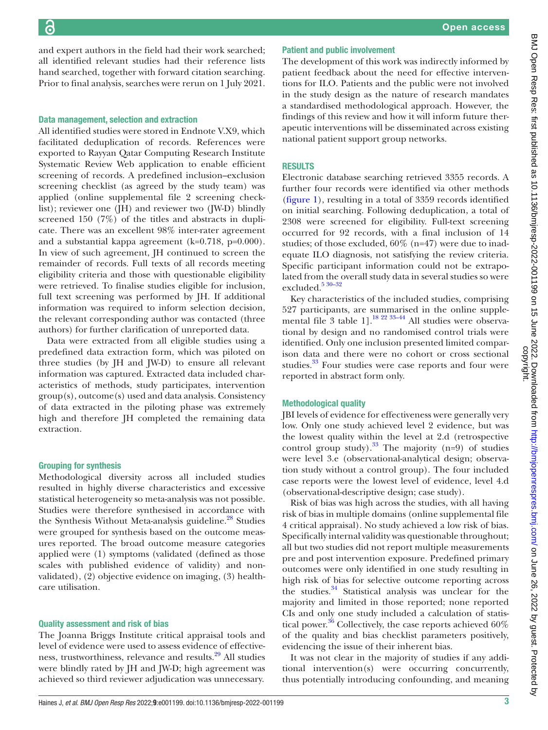and expert authors in the field had their work searched; all identified relevant studies had their reference lists hand searched, together with forward citation searching. Prior to final analysis, searches were rerun on 1 July 2021.

### Data management, selection and extraction

All identified studies were stored in Endnote V.X9, which facilitated deduplication of records. References were exported to Rayyan Qatar Computing Research Institute Systematic Review Web application to enable efficient screening of records. A predefined inclusion–exclusion screening checklist (as agreed by the study team) was applied (online supplemental file 2 screening checklist); reviewer one (JH) and reviewer two (JW-D) blindly screened 150 (7%) of the titles and abstracts in duplicate. There was an excellent 98% inter-rater agreement and a substantial kappa agreement (k=0.718, p=0.000). In view of such agreement, JH continued to screen the remainder of records. Full texts of all records meeting eligibility criteria and those with questionable eligibility were retrieved. To finalise studies eligible for inclusion, full text screening was performed by JH. If additional information was required to inform selection decision, the relevant corresponding author was contacted (three authors) for further clarification of unreported data.

Data were extracted from all eligible studies using a predefined data extraction form, which was piloted on three studies (by JH and JW-D) to ensure all relevant information was captured. Extracted data included characteristics of methods, study participates, intervention group(s), outcome(s) used and data analysis. Consistency of data extracted in the piloting phase was extremely high and therefore JH completed the remaining data extraction.

### Grouping for synthesis

Methodological diversity across all included studies resulted in highly diverse characteristics and excessive statistical heterogeneity so meta-analysis was not possible. Studies were therefore synthesised in accordance with the Synthesis Without Meta-analysis guideline.[28] Studies were grouped for synthesis based on the outcome measures reported. The broad outcome measure categories applied were (1) symptoms (validated (defined as those scales with published evidence of validity) and non-validated), (2) objective evidence on imaging, (3) healthcare utilisation.

### Quality assessment and risk of bias

The Joanna Briggs Institute critical appraisal tools and level of evidence were used to assess evidence of effectiveness, trustworthiness, relevance and results.[29] All studies were blindly rated by JH and JW-D; high agreement was achieved so third reviewer adjudication was unnecessary.

### Patient and public involvement

The development of this work was indirectly informed by patient feedback about the need for effective interventions for ILO. Patients and the public were not involved in the study design as the nature of research mandates a standardised methodological approach. However, the findings of this review and how it will inform future therapeutic interventions will be disseminated across existing national patient support group networks.

## RESULTS

Electronic database searching retrieved 3355 records. A further four records were identified via other methods (figure 1), resulting in a total of 3359 records identified on initial searching. Following deduplication, a total of 2308 were screened for eligibility. Full-text screening occurred for 92 records, with a final inclusion of 14 studies; of those excluded, 60% (n=47) were due to inadequate ILO diagnosis, not satisfying the review criteria. Specific participant information could not be extrapolated from the overall study data in several studies so were excluded.[5 30–32]

Key characteristics of the included studies, comprising 527 participants, are summarised in the online supplemental file 3 table 1].[18 22 33–44] All studies were observational by design and no randomised control trials were identified. Only one inclusion presented limited comparison data and there were no cohort or cross sectional studies.[33] Four studies were case reports and four were reported in abstract form only.

### Methodological quality

JBI levels of evidence for effectiveness were generally very low. Only one study achieved level 2 evidence, but was the lowest quality within the level at 2.d (retrospective control group study).[33] The majority (n=9) of studies were level 3.e (observational-analytical design; observation study without a control group). The four included case reports were the lowest level of evidence, level 4.d (observational-descriptive design; case study).

Risk of bias was high across the studies, with all having risk of bias in multiple domains (online supplemental file 4 critical appraisal). No study achieved a low risk of bias. Specifically internal validity was questionable throughout; all but two studies did not report multiple measurements pre and post intervention exposure. Predefined primary outcomes were only identified in one study resulting in high risk of bias for selective outcome reporting across the studies.[34] Statistical analysis was unclear for the majority and limited in those reported; none reported CIs and only one study included a calculation of statistical power.[36] Collectively, the case reports achieved 60% of the quality and bias checklist parameters positively, evidencing the issue of their inherent bias.

It was not clear in the majority of studies if any additional intervention(s) were occurring concurrently, thus potentially introducing confounding, and meaning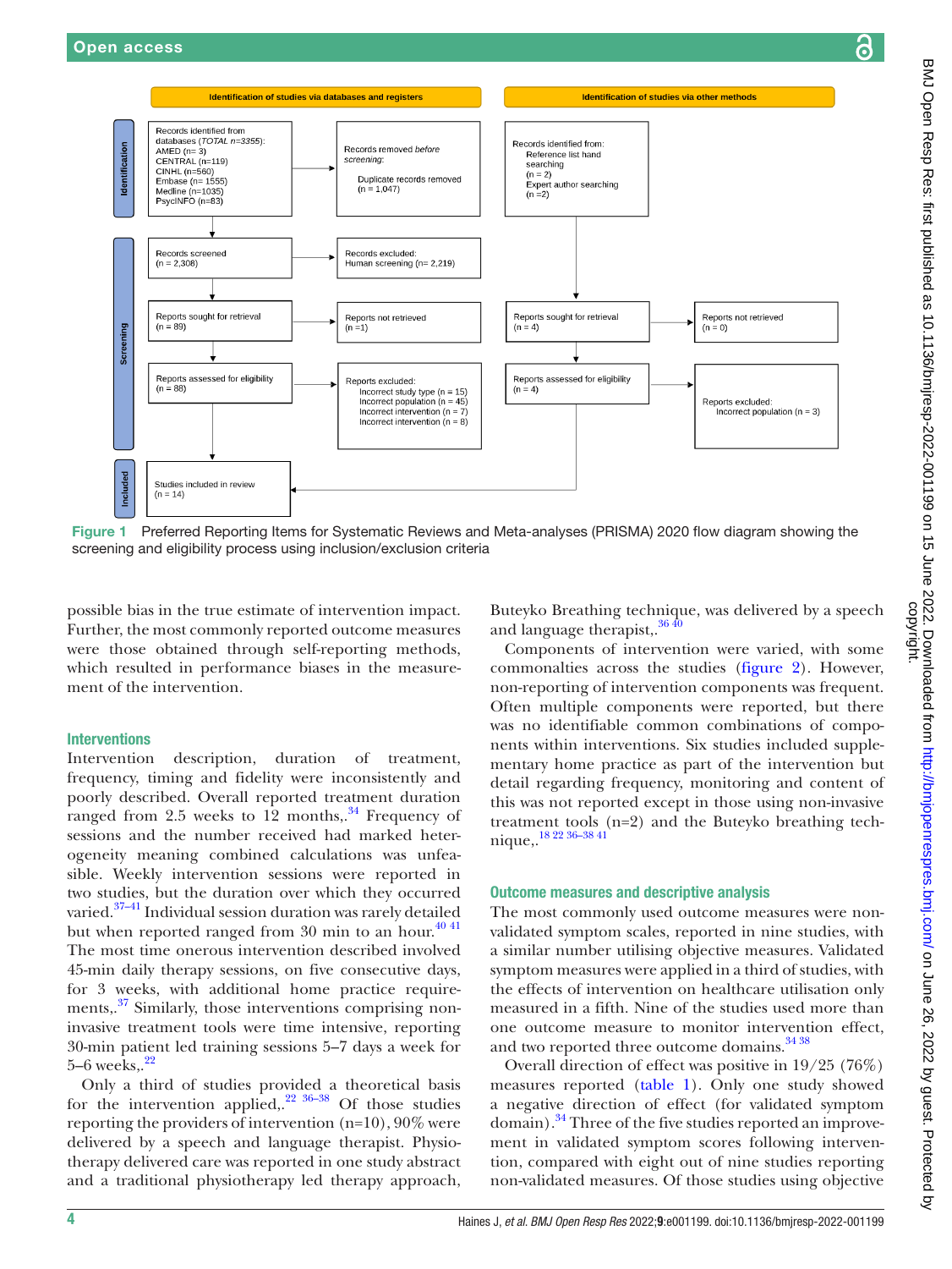Figure 1 Preferred Reporting Items for Systematic Reviews and Meta-analyses (PRISMA) 2020 flow diagram showing the screening and eligibility process using inclusion/exclusion criteria

possible bias in the true estimate of intervention impact. Further, the most commonly reported outcome measures were those obtained through self-reporting methods, which resulted in performance biases in the measurement of the intervention.

### Interventions

Intervention description, duration of treatment, frequency, timing and fidelity were inconsistently and poorly described. Overall reported treatment duration ranged from 2.5 weeks to 12 months,.[34] Frequency of sessions and the number received had marked heterogeneity meaning combined calculations was unfeasible. Weekly intervention sessions were reported in two studies, but the duration over which they occurred varied.[37–41] Individual session duration was rarely detailed but when reported ranged from 30 min to an hour.[40 41] The most time onerous intervention described involved 45-min daily therapy sessions, on five consecutive days, for 3 weeks, with additional home practice requirements,.[37] Similarly, those interventions comprising non-invasive treatment tools were time intensive, reporting 30-min patient led training sessions 5–7 days a week for 5–6 weeks,.[22]

Only a third of studies provided a theoretical basis for the intervention applied,.[22 36–38] Of those studies reporting the providers of intervention (n=10), 90% were delivered by a speech and language therapist. Physiotherapy delivered care was reported in one study abstract and a traditional physiotherapy led therapy approach, Buteyko Breathing technique, was delivered by a speech and language therapist,.[36 40]

Components of intervention were varied, with some commonalties across the studies (figure 2). However, non-reporting of intervention components was frequent. Often multiple components were reported, but there was no identifiable common combinations of components within interventions. Six studies included supplementary home practice as part of the intervention but detail regarding frequency, monitoring and content of this was not reported except in those using non-invasive treatment tools (n=2) and the Buteyko breathing technique,.[18 22 36–38 41]

### Outcome measures and descriptive analysis

The most commonly used outcome measures were non-validated symptom scales, reported in nine studies, with a similar number utilising objective measures. Validated symptom measures were applied in a third of studies, with the effects of intervention on healthcare utilisation only measured in a fifth. Nine of the studies used more than one outcome measure to monitor intervention effect, and two reported three outcome domains.[34 38]

Overall direction of effect was positive in 19/25 (76%) measures reported (table 1). Only one study showed a negative direction of effect (for validated symptom domain).[34] Three of the five studies reported an improvement in validated symptom scores following intervention, compared with eight out of nine studies reporting non-validated measures. Of those studies using objective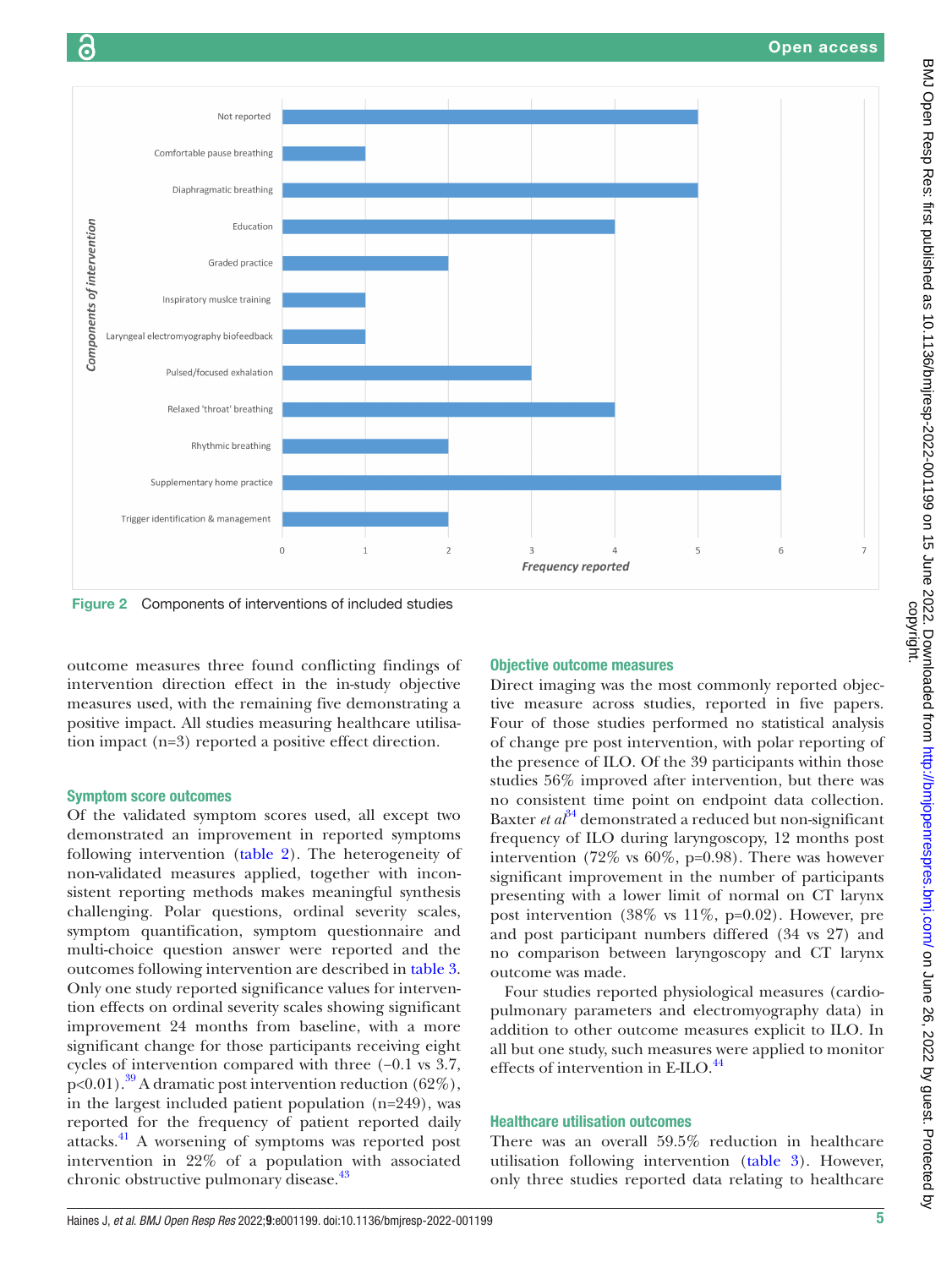Figure 2 Components of interventions of included studies

outcome measures three found conflicting findings of intervention direction effect in the in-study objective measures used, with the remaining five demonstrating a positive impact. All studies measuring healthcare utilisation impact (n=3) reported a positive effect direction.

### Symptom score outcomes

Of the validated symptom scores used, all except two demonstrated an improvement in reported symptoms following intervention (table 2). The heterogeneity of non-validated measures applied, together with inconsistent reporting methods makes meaningful synthesis challenging. Polar questions, ordinal severity scales, symptom quantification, symptom questionnaire and multi-choice question answer were reported and the outcomes following intervention are described in table 3. Only one study reported significance values for intervention effects on ordinal severity scales showing significant improvement 24 months from baseline, with a more significant change for those participants receiving eight cycles of intervention compared with three (−0.1 vs 3.7, p<0.01).[39] A dramatic post intervention reduction (62%), in the largest included patient population (n=249), was reported for the frequency of patient reported daily attacks.[41] A worsening of symptoms was reported post intervention in 22% of a population with associated chronic obstructive pulmonary disease.[43]

### Objective outcome measures

Direct imaging was the most commonly reported objective measure across studies, reported in five papers. Four of those studies performed no statistical analysis of change pre post intervention, with polar reporting of the presence of ILO. Of the 39 participants within those studies 56% improved after intervention, but there was no consistent time point on endpoint data collection. Baxter *et al*[34] demonstrated a reduced but non-significant frequency of ILO during laryngoscopy, 12 months post intervention (72% vs 60%, p=0.98). There was however significant improvement in the number of participants presenting with a lower limit of normal on CT larynx post intervention (38% vs 11%, p=0.02). However, pre and post participant numbers differed (34 vs 27) and no comparison between laryngoscopy and CT larynx outcome was made.

Four studies reported physiological measures (cardiopulmonary parameters and electromyography data) in addition to other outcome measures explicit to ILO. In all but one study, such measures were applied to monitor effects of intervention in E-ILO.[44]

### Healthcare utilisation outcomes

There was an overall 59.5% reduction in healthcare utilisation following intervention (table 3). However, only three studies reported data relating to healthcare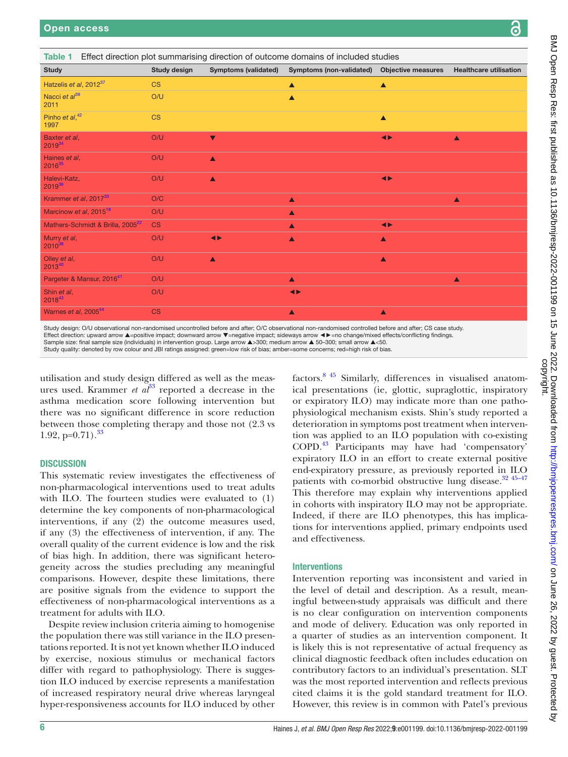**Table 1** Effect direction plot summarising direction of outcome domains of included studies

| Study | Study design | Symptoms (validated) | Symptoms (non-validated) | Objective measures | Healthcare utilisation |
|---|---|---|---|---|---|
| Hatzelis *et al*, 2012[37] | CS | | ▲ | ▲ | |
| Nacci *et al*[39] 2011 | O/U | | ▲ | | |
| Pinho *et al*,[42] 1997 | CS | | | ▲ | |
| Baxter *et al*, 2019[34] | O/U | ▼ | | ◄► | ▲ |
| Haines *et al*, 2016[35] | O/U | ▲ | | | |
| Halevi-Katz, 2019[36] | O/U | ▲ | | ◄► | |
| Krammer *et al*, 2017[33] | O/C | | ▲ | | ▲ |
| Marcinow *et al*, 2015[18] | O/U | | ▲ | | |
| Mathers-Schmidt & Brilla, 2005[22] | CS | | ▲ | ◄► | |
| Murry *et al*, 2010[38] | O/U | ◄► | ▲ | ▲ | |
| Olley *et al*, 2013[40] | O/U | ▲ | | ▲ | |
| Pargeter & Mansur, 2016[41] | O/U | | ▲ | | ▲ |
| Shin *et al*, 2018[43] | O/U | | ◄► | | |
| Warnes *et al*, 2005[44] | CS | | ▲ | ▲ | |

Study design: O/U observational non-randomised uncontrolled before and after; O/C observational non-randomised controlled before and after; CS case study.
Effect direction: upward arrow ▲=positive impact; downward arrow ▼=negative impact; sideways arrow ◄►=no change/mixed effects/conflicting findings.
Sample size: final sample size (individuals) in intervention group. Large arrow ▲>300; medium arrow ▲ 50–300; small arrow ▲<50.
Study quality: denoted by row colour and JBI ratings assigned: green=low risk of bias; amber=some concerns; red=high risk of bias.

utilisation and study design differed as well as the measures used. Krammer *et al*[33] reported a decrease in the asthma medication score following intervention but there was no significant difference in score reduction between those completing therapy and those not (2.3 vs 1.92, p=0.71).[33]

## DISCUSSION

This systematic review investigates the effectiveness of non-pharmacological interventions used to treat adults with ILO. The fourteen studies were evaluated to (1) determine the key components of non-pharmacological interventions, if any (2) the outcome measures used, if any (3) the effectiveness of intervention, if any. The overall quality of the current evidence is low and the risk of bias high. In addition, there was significant heterogeneity across the studies precluding any meaningful comparisons. However, despite these limitations, there are positive signals from the evidence to support the effectiveness of non-pharmacological interventions as a treatment for adults with ILO.

Despite review inclusion criteria aiming to homogenise the population there was still variance in the ILO presentations reported. It is not yet known whether ILO induced by exercise, noxious stimulus or mechanical factors differ with regard to pathophysiology. There is suggestion ILO induced by exercise represents a manifestation of increased respiratory neural drive whereas laryngeal hyper-responsiveness accounts for ILO induced by other factors.[8 45] Similarly, differences in visualised anatomical presentations (ie, glottic, supraglottic, inspiratory or expiratory ILO) may indicate more than one pathophysiological mechanism exists. Shin's study reported a deterioration in symptoms post treatment when intervention was applied to an ILO population with co-existing COPD.[43] Participants may have had 'compensatory' expiratory ILO in an effort to create external positive end-expiratory pressure, as previously reported in ILO patients with co-morbid obstructive lung disease.[32 45–47] This therefore may explain why interventions applied in cohorts with inspiratory ILO may not be appropriate. Indeed, if there are ILO phenotypes, this has implications for interventions applied, primary endpoints used and effectiveness.

### Interventions

Intervention reporting was inconsistent and varied in the level of detail and description. As a result, meaningful between-study appraisals was difficult and there is no clear configuration on intervention components and mode of delivery. Education was only reported in a quarter of studies as an intervention component. It is likely this is not representative of actual frequency as clinical diagnostic feedback often includes education on contributory factors to an individual's presentation. SLT was the most reported intervention and reflects previous cited claims it is the gold standard treatment for ILO. However, this review is in common with Patel's previous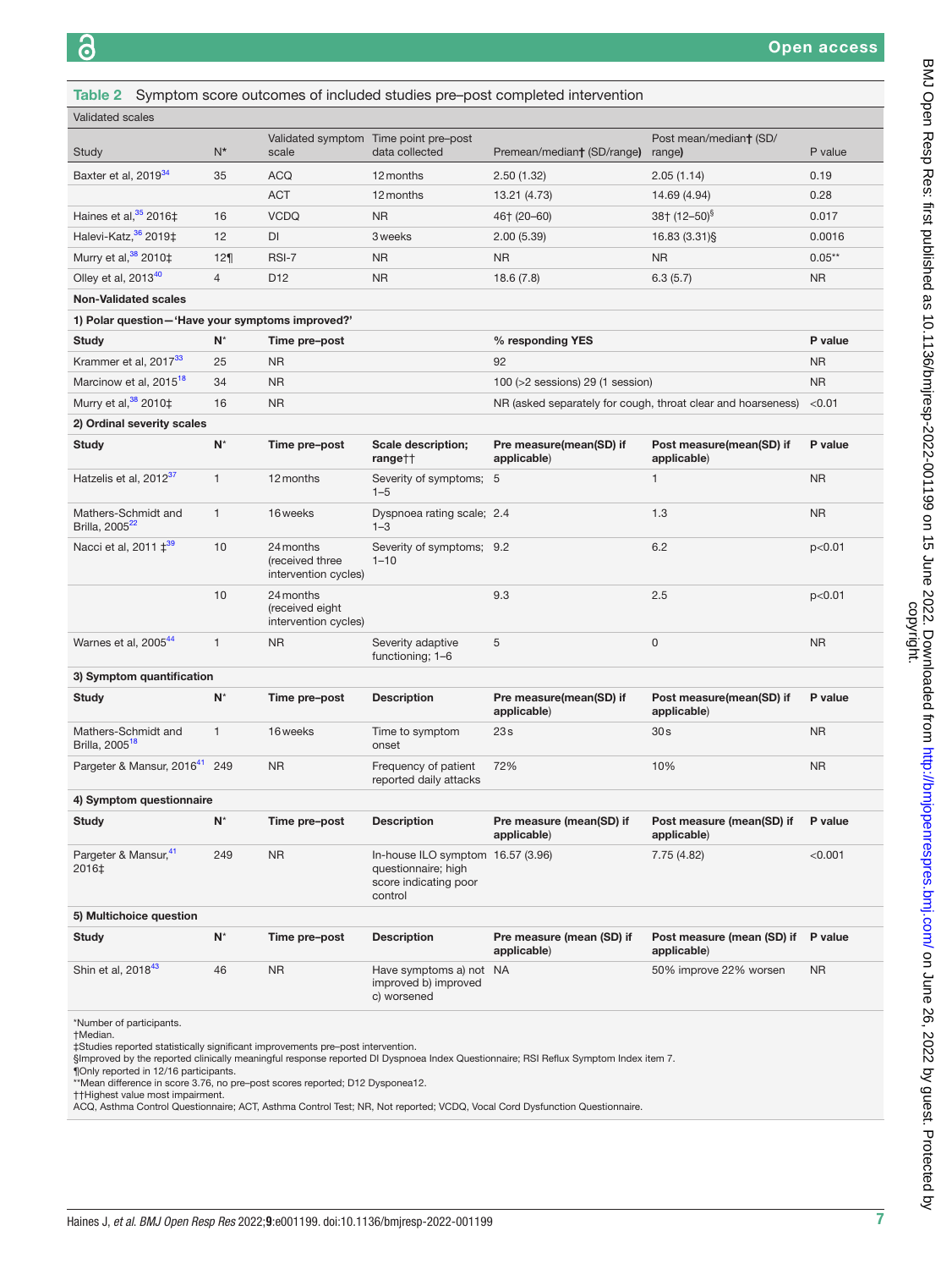**Table 2** Symptom score outcomes of included studies pre–post completed intervention

| Validated scales | | | | | | |
|---|---|---|---|---|---|---|
| Study | N* | Validated symptom scale | Time point pre–post data collected | Premean/median† (SD/range) | Post mean/median† (SD/range) | P value |
| Baxter et al, 2019[34] | 35 | ACQ | 12 months | 2.50 (1.32) | 2.05 (1.14) | 0.19 |
| | | ACT | 12 months | 13.21 (4.73) | 14.69 (4.94) | 0.28 |
| Haines et al,[35] 2016‡ | 16 | VCDQ | NR | 46† (20–60) | 38† (12–50)§ | 0.017 |
| Halevi-Katz,[36] 2019‡ | 12 | DI | 3 weeks | 2.00 (5.39) | 16.83 (3.31)§ | 0.0016 |
| Murry et al,[38] 2010‡ | 12¶ | RSI-7 | NR | NR | NR | 0.05** |
| Olley et al, 2013[40] | 4 | D12 | NR | 18.6 (7.8) | 6.3 (5.7) | NR |
| **Non-Validated scales** | | | | | | |
| **1) Polar question—'Have your symptoms improved?'** | | | | | | |
| **Study** | **N*** | **Time pre–post** | | **% responding YES** | | **P value** |
| Krammer et al, 2017[33] | 25 | NR | | 92 | | NR |
| Marcinow et al, 2015[18] | 34 | NR | | 100 (>2 sessions) 29 (1 session) | | NR |
| Murry et al,[38] 2010‡ | 16 | NR | | NR (asked separately for cough, throat clear and hoarseness) | | <0.01 |
| **2) Ordinal severity scales** | | | | | | |
| **Study** | **N*** | **Time pre–post** | **Scale description; range††** | **Pre measure(mean(SD) if applicable)** | **Post measure(mean(SD) if applicable)** | **P value** |
| Hatzelis et al, 2012[37] | 1 | 12 months | Severity of symptoms; 1–5 | 5 | 1 | NR |
| Mathers-Schmidt and Brilla, 2005[22] | 1 | 16 weeks | Dyspnoea rating scale; 1–3 | 2.4 | 1.3 | NR |
| Nacci et al, 2011 ‡[39] | 10 | 24 months (received three intervention cycles) | Severity of symptoms; 1–10 | 9.2 | 6.2 | p<0.01 |
| | 10 | 24 months (received eight intervention cycles) | | 9.3 | 2.5 | p<0.01 |
| Warnes et al, 2005[44] | 1 | NR | Severity adaptive functioning; 1–6 | 5 | 0 | NR |
| **3) Symptom quantification** | | | | | | |
| **Study** | **N*** | **Time pre–post** | **Description** | **Pre measure(mean(SD) if applicable)** | **Post measure(mean(SD) if applicable)** | **P value** |
| Mathers-Schmidt and Brilla, 2005[18] | 1 | 16 weeks | Time to symptom onset | 23 s | 30 s | NR |
| Pargeter & Mansur, 2016[41] | 249 | NR | Frequency of patient reported daily attacks | 72% | 10% | NR |
| **4) Symptom questionnaire** | | | | | | |
| **Study** | **N*** | **Time pre–post** | **Description** | **Pre measure (mean(SD) if applicable)** | **Post measure (mean(SD) if applicable)** | **P value** |
| Pargeter & Mansur,[41] 2016‡ | 249 | NR | In-house ILO symptom questionnaire; high score indicating poor control | 16.57 (3.96) | 7.75 (4.82) | <0.001 |
| **5) Multichoice question** | | | | | | |
| **Study** | **N*** | **Time pre–post** | **Description** | **Pre measure (mean (SD) if applicable)** | **Post measure (mean (SD) if applicable)** | **P value** |
| Shin et al, 2018[43] | 46 | NR | Have symptoms a) not improved b) improved c) worsened | NA | 50% improve 22% worsen | NR |

*Number of participants.
†Median.
‡Studies reported statistically significant improvements pre–post intervention.
§Improved by the reported clinically meaningful response reported DI Dyspnoea Index Questionnaire; RSI Reflux Symptom Index item 7.
¶Only reported in 12/16 participants.
**Mean difference in score 3.76, no pre–post scores reported; D12 Dysponea12.
††Highest value most impairment.
ACQ, Asthma Control Questionnaire; ACT, Asthma Control Test; NR, Not reported; VCDQ, Vocal Cord Dysfunction Questionnaire.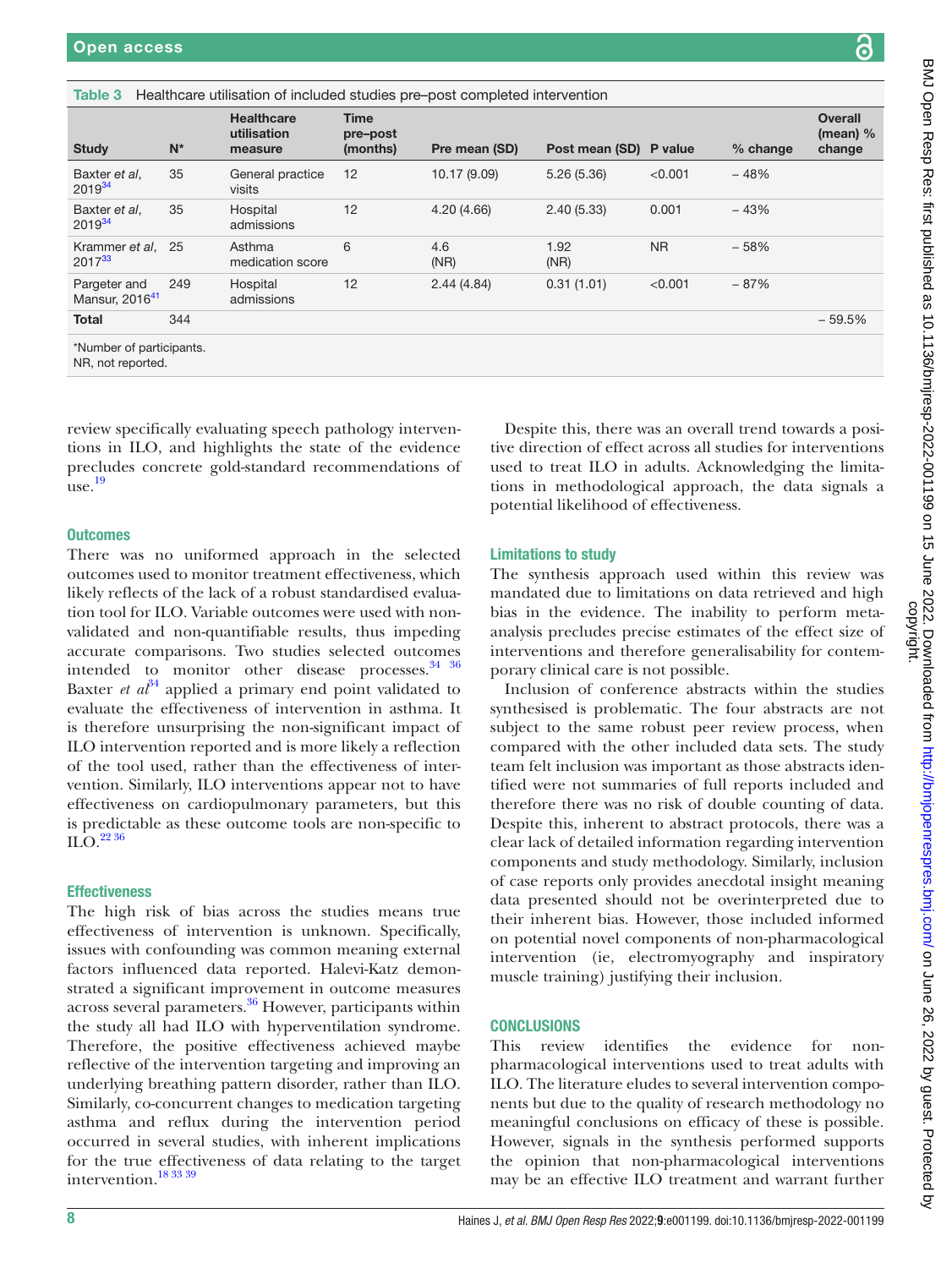**Table 3** Healthcare utilisation of included studies pre–post completed intervention

| Study | N* | Healthcare utilisation measure | Time pre–post (months) | Pre mean (SD) | Post mean (SD) | P value | % change | Overall (mean) % change |
|---|---|---|---|---|---|---|---|---|
| Baxter *et al*, 2019[34] | 35 | General practice visits | 12 | 10.17 (9.09) | 5.26 (5.36) | <0.001 | – 48% | |
| Baxter *et al*, 2019[34] | 35 | Hospital admissions | 12 | 4.20 (4.66) | 2.40 (5.33) | 0.001 | – 43% | |
| Krammer *et al*, 2017[33] | 25 | Asthma medication score | 6 | 4.6 (NR) | 1.92 (NR) | NR | – 58% | |
| Pargeter and Mansur, 2016[41] | 249 | Hospital admissions | 12 | 2.44 (4.84) | 0.31 (1.01) | <0.001 | – 87% | |
| **Total** | 344 | | | | | | | – 59.5% |

*Number of participants.
NR, not reported.

review specifically evaluating speech pathology interventions in ILO, and highlights the state of the evidence precludes concrete gold-standard recommendations of use.[19]

### Outcomes

There was no uniformed approach in the selected outcomes used to monitor treatment effectiveness, which likely reflects of the lack of a robust standardised evaluation tool for ILO. Variable outcomes were used with non-validated and non-quantifiable results, thus impeding accurate comparisons. Two studies selected outcomes intended to monitor other disease processes.[34 36] Baxter *et al*[34] applied a primary end point validated to evaluate the effectiveness of intervention in asthma. It is therefore unsurprising the non-significant impact of ILO intervention reported and is more likely a reflection of the tool used, rather than the effectiveness of intervention. Similarly, ILO interventions appear not to have effectiveness on cardiopulmonary parameters, but this is predictable as these outcome tools are non-specific to ILO.[22 36]

### Effectiveness

The high risk of bias across the studies means true effectiveness of intervention is unknown. Specifically, issues with confounding was common meaning external factors influenced data reported. Halevi-Katz demonstrated a significant improvement in outcome measures across several parameters.[36] However, participants within the study all had ILO with hyperventilation syndrome. Therefore, the positive effectiveness achieved maybe reflective of the intervention targeting and improving an underlying breathing pattern disorder, rather than ILO. Similarly, co-concurrent changes to medication targeting asthma and reflux during the intervention period occurred in several studies, with inherent implications for the true effectiveness of data relating to the target intervention.[18 33 39]

Despite this, there was an overall trend towards a positive direction of effect across all studies for interventions used to treat ILO in adults. Acknowledging the limitations in methodological approach, the data signals a potential likelihood of effectiveness.

### Limitations to study

The synthesis approach used within this review was mandated due to limitations on data retrieved and high bias in the evidence. The inability to perform meta-analysis precludes precise estimates of the effect size of interventions and therefore generalisability for contemporary clinical care is not possible.

Inclusion of conference abstracts within the studies synthesised is problematic. The four abstracts are not subject to the same robust peer review process, when compared with the other included data sets. The study team felt inclusion was important as those abstracts identified were not summaries of full reports included and therefore there was no risk of double counting of data. Despite this, inherent to abstract protocols, there was a clear lack of detailed information regarding intervention components and study methodology. Similarly, inclusion of case reports only provides anecdotal insight meaning data presented should not be overinterpreted due to their inherent bias. However, those included informed on potential novel components of non-pharmacological intervention (ie, electromyography and inspiratory muscle training) justifying their inclusion.

## CONCLUSIONS

This review identifies the evidence for non-pharmacological interventions used to treat adults with ILO. The literature eludes to several intervention components but due to the quality of research methodology no meaningful conclusions on efficacy of these is possible. However, signals in the synthesis performed supports the opinion that non-pharmacological interventions may be an effective ILO treatment and warrant further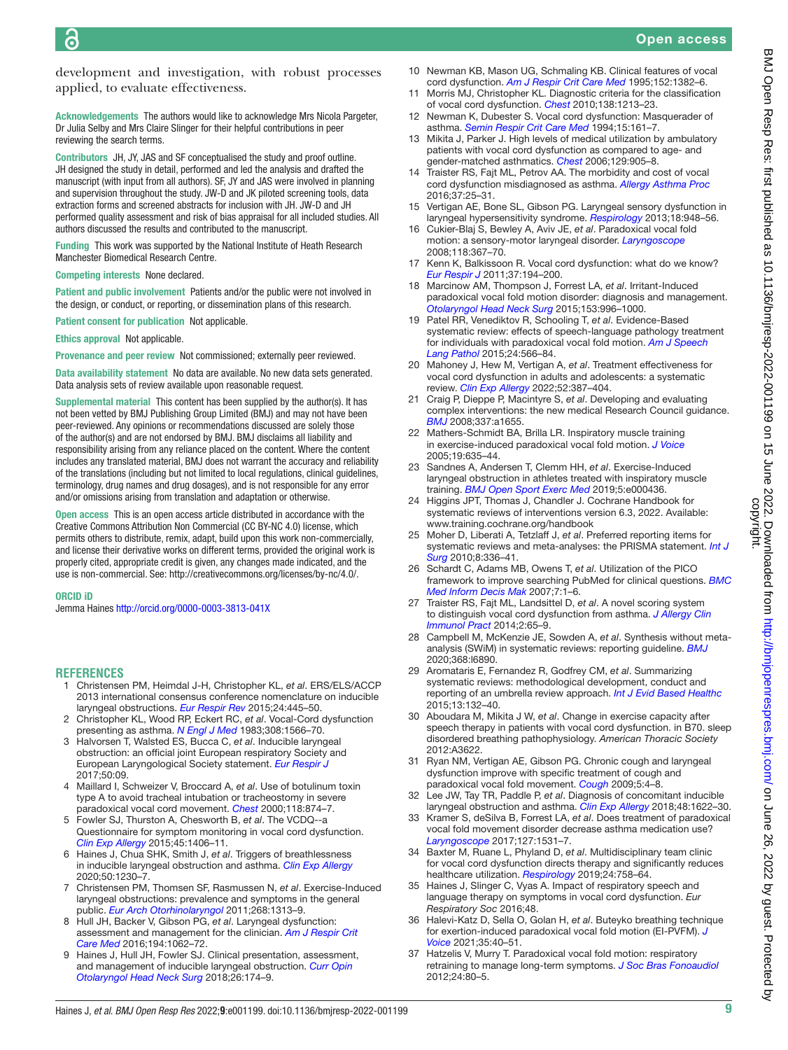development and investigation, with robust processes applied, to evaluate effectiveness.

**Acknowledgements** The authors would like to acknowledge Mrs Nicola Pargeter, Dr Julia Selby and Mrs Claire Slinger for their helpful contributions in peer reviewing the search terms.

**Contributors** JH, JY, JAS and SF conceptualised the study and proof outline. JH designed the study in detail, performed and led the analysis and drafted the manuscript (with input from all authors). SF, JY and JAS were involved in planning and supervision throughout the study. JW-D and JK piloted screening tools, data extraction forms and screened abstracts for inclusion with JH. JW-D and JH performed quality assessment and risk of bias appraisal for all included studies. All authors discussed the results and contributed to the manuscript.

**Funding** This work was supported by the National Institute of Heath Research Manchester Biomedical Research Centre.

**Competing interests** None declared.

**Patient and public involvement** Patients and/or the public were not involved in the design, or conduct, or reporting, or dissemination plans of this research.

**Patient consent for publication** Not applicable.

**Ethics approval** Not applicable.

**Provenance and peer review** Not commissioned; externally peer reviewed.

**Data availability statement** No data are available. No new data sets generated. Data analysis sets of review available upon reasonable request.

**Supplemental material** This content has been supplied by the author(s). It has not been vetted by BMJ Publishing Group Limited (BMJ) and may not have been peer-reviewed. Any opinions or recommendations discussed are solely those of the author(s) and are not endorsed by BMJ. BMJ disclaims all liability and responsibility arising from any reliance placed on the content. Where the content includes any translated material, BMJ does not warrant the accuracy and reliability of the translations (including but not limited to local regulations, clinical guidelines, terminology, drug names and drug dosages), and is not responsible for any error and/or omissions arising from translation and adaptation or otherwise.

**Open access** This is an open access article distributed in accordance with the Creative Commons Attribution Non Commercial (CC BY-NC 4.0) license, which permits others to distribute, remix, adapt, build upon this work non-commercially, and license their derivative works on different terms, provided the original work is properly cited, appropriate credit is given, any changes made indicated, and the use is non-commercial. See: http://creativecommons.org/licenses/by-nc/4.0/.

**ORCID iD**

Jemma Haines http://orcid.org/0000-0003-3813-041X

## REFERENCES

1. Christensen PM, Heimdal J-H, Christopher KL, *et al*. ERS/ELS/ACCP 2013 international consensus conference nomenclature on inducible laryngeal obstructions. *Eur Respir Rev* 2015;24:445–50.
2. Christopher KL, Wood RP, Eckert RC, *et al*. Vocal-Cord dysfunction presenting as asthma. *N Engl J Med* 1983;308:1566–70.
3. Halvorsen T, Walsted ES, Bucca C, *et al*. Inducible laryngeal obstruction: an official joint European respiratory Society and European Laryngological Society statement. *Eur Respir J* 2017;50:09.
4. Maillard I, Schweizer V, Broccard A, *et al*. Use of botulinum toxin type A to avoid tracheal intubation or tracheostomy in severe paradoxical vocal cord movement. *Chest* 2000;118:874–7.
5. Fowler SJ, Thurston A, Chesworth B, *et al*. The VCDQ--a Questionnaire for symptom monitoring in vocal cord dysfunction. *Clin Exp Allergy* 2015;45:1406–11.
6. Haines J, Chua SHK, Smith J, *et al*. Triggers of breathlessness in inducible laryngeal obstruction and asthma. *Clin Exp Allergy* 2020;50:1230–7.
7. Christensen PM, Thomsen SF, Rasmussen N, *et al*. Exercise-Induced laryngeal obstructions: prevalence and symptoms in the general public. *Eur Arch Otorhinolaryngol* 2011;268:1313–9.
8. Hull JH, Backer V, Gibson PG, *et al*. Laryngeal dysfunction: assessment and management for the clinician. *Am J Respir Crit Care Med* 2016;194:1062–72.
9. Haines J, Hull JH, Fowler SJ. Clinical presentation, assessment, and management of inducible laryngeal obstruction. *Curr Opin Otolaryngol Head Neck Surg* 2018;26:174–9.
10. Newman KB, Mason UG, Schmaling KB. Clinical features of vocal cord dysfunction. *Am J Respir Crit Care Med* 1995;152:1382–6.
11. Morris MJ, Christopher KL. Diagnostic criteria for the classification of vocal cord dysfunction. *Chest* 2010;138:1213–23.
12. Newman K, Dubester S. Vocal cord dysfunction: Masquerader of asthma. *Semin Respir Crit Care Med* 1994;15:161–7.
13. Mikita J, Parker J. High levels of medical utilization by ambulatory patients with vocal cord dysfunction as compared to age- and gender-matched asthmatics. *Chest* 2006;129:905–8.
14. Traister RS, Fajt ML, Petrov AA. The morbidity and cost of vocal cord dysfunction misdiagnosed as asthma. *Allergy Asthma Proc* 2016;37:25–31.
15. Vertigan AE, Bone SL, Gibson PG. Laryngeal sensory dysfunction in laryngeal hypersensitivity syndrome. *Respirology* 2013;18:948–56.
16. Cukier-Blaj S, Bewley A, Aviv JE, *et al*. Paradoxical vocal fold motion: a sensory-motor laryngeal disorder. *Laryngoscope* 2008;118:367–70.
17. Kenn K, Balkissoon R. Vocal cord dysfunction: what do we know? *Eur Respir J* 2011;37:194–200.
18. Marcinow AM, Thompson J, Forrest LA, *et al*. Irritant-Induced paradoxical vocal fold motion disorder: diagnosis and management. *Otolaryngol Head Neck Surg* 2015;153:996–1000.
19. Patel RR, Venediktov R, Schooling T, *et al*. Evidence-Based systematic review: effects of speech-language pathology treatment for individuals with paradoxical vocal fold motion. *Am J Speech Lang Pathol* 2015;24:566–84.
20. Mahoney J, Hew M, Vertigan A, *et al*. Treatment effectiveness for vocal cord dysfunction in adults and adolescents: a systematic review. *Clin Exp Allergy* 2022;52:387–404.
21. Craig P, Dieppe P, Macintyre S, *et al*. Developing and evaluating complex interventions: the new medical Research Council guidance. *BMJ* 2008;337:a1655.
22. Mathers-Schmidt BA, Brilla LR. Inspiratory muscle training in exercise-induced paradoxical vocal fold motion. *J Voice* 2005;19:635–44.
23. Sandnes A, Andersen T, Clemm HH, *et al*. Exercise-Induced laryngeal obstruction in athletes treated with inspiratory muscle training. *BMJ Open Sport Exerc Med* 2019;5:e000436.
24. Higgins JPT, Thomas J, Chandler J. Cochrane Handbook for systematic reviews of interventions version 6.3, 2022. Available: www.training.cochrane.org/handbook
25. Moher D, Liberati A, Tetzlaff J, *et al*. Preferred reporting items for systematic reviews and meta-analyses: the PRISMA statement. *Int J Surg* 2010;8:336–41.
26. Schardt C, Adams MB, Owens T, *et al*. Utilization of the PICO framework to improve searching PubMed for clinical questions. *BMC Med Inform Decis Mak* 2007;7:1–6.
27. Traister RS, Fajt ML, Landsittel D, *et al*. A novel scoring system to distinguish vocal cord dysfunction from asthma. *J Allergy Clin Immunol Pract* 2014;2:65–9.
28. Campbell M, McKenzie JE, Sowden A, *et al*. Synthesis without meta-analysis (SWiM) in systematic reviews: reporting guideline. *BMJ* 2020;368:l6890.
29. Aromataris E, Fernandez R, Godfrey CM, *et al*. Summarizing systematic reviews: methodological development, conduct and reporting of an umbrella review approach. *Int J Evid Based Healthc* 2015;13:132–40.
30. Aboudara M, Mikita J W, *et al*. Change in exercise capacity after speech therapy in patients with vocal cord dysfunction. in B70. sleep disordered breathing pathophysiology. *American Thoracic Society* 2012:A3622.
31. Ryan NM, Vertigan AE, Gibson PG. Chronic cough and laryngeal dysfunction improve with specific treatment of cough and paradoxical vocal fold movement. *Cough* 2009;5:4–8.
32. Lee JW, Tay TR, Paddle P, *et al*. Diagnosis of concomitant inducible laryngeal obstruction and asthma. *Clin Exp Allergy* 2018;48:1622–30.
33. Kramer S, deSilva B, Forrest LA, *et al*. Does treatment of paradoxical vocal fold movement disorder decrease asthma medication use? *Laryngoscope* 2017;127:1531–7.
34. Baxter M, Ruane L, Phyland D, *et al*. Multidisciplinary team clinic for vocal cord dysfunction directs therapy and significantly reduces healthcare utilization. *Respirology* 2019;24:758–64.
35. Haines J, Slinger C, Vyas A. Impact of respiratory speech and language therapy on symptoms in vocal cord dysfunction. *Eur Respiratory Soc* 2016;48.
36. Halevi-Katz D, Sella O, Golan H, *et al*. Buteyko breathing technique for exertion-induced paradoxical vocal fold motion (EI-PVFM). *J Voice* 2021;35:40–51.
37. Hatzelis V, Murry T. Paradoxical vocal fold motion: respiratory retraining to manage long-term symptoms. *J Soc Bras Fonoaudiol* 2012;24:80–5.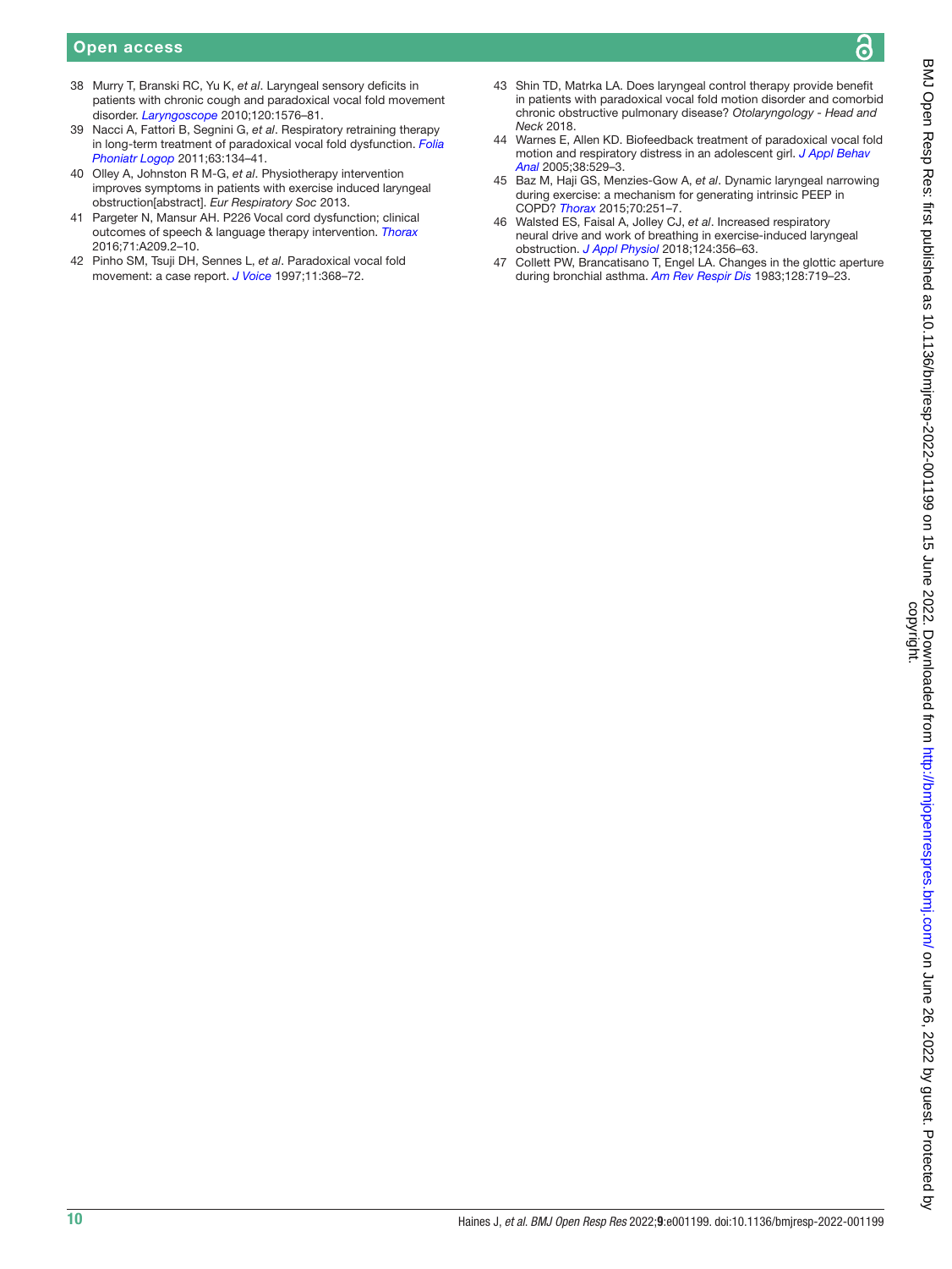38 Murry T, Branski RC, Yu K, *et al*. Laryngeal sensory deficits in patients with chronic cough and paradoxical vocal fold movement disorder. *Laryngoscope* 2010;120:1576–81.

39 Nacci A, Fattori B, Segnini G, *et al*. Respiratory retraining therapy in long-term treatment of paradoxical vocal fold dysfunction. *Folia Phoniatr Logop* 2011;63:134–41.

40 Olley A, Johnston R M-G, *et al*. Physiotherapy intervention improves symptoms in patients with exercise induced laryngeal obstruction[abstract]. *Eur Respiratory Soc* 2013.

41 Pargeter N, Mansur AH. P226 Vocal cord dysfunction; clinical outcomes of speech & language therapy intervention. *Thorax* 2016;71:A209.2–10.

42 Pinho SM, Tsuji DH, Sennes L, *et al*. Paradoxical vocal fold movement: a case report. *J Voice* 1997;11:368–72.

43 Shin TD, Matrka LA. Does laryngeal control therapy provide benefit in patients with paradoxical vocal fold motion disorder and comorbid chronic obstructive pulmonary disease? *Otolaryngology - Head and Neck* 2018.

44 Warnes E, Allen KD. Biofeedback treatment of paradoxical vocal fold motion and respiratory distress in an adolescent girl. *J Appl Behav Anal* 2005;38:529–3.

45 Baz M, Haji GS, Menzies-Gow A, *et al*. Dynamic laryngeal narrowing during exercise: a mechanism for generating intrinsic PEEP in COPD? *Thorax* 2015;70:251–7.

46 Walsted ES, Faisal A, Jolley CJ, *et al*. Increased respiratory neural drive and work of breathing in exercise-induced laryngeal obstruction. *J Appl Physiol* 2018;124:356–63.

47 Collett PW, Brancatisano T, Engel LA. Changes in the glottic aperture during bronchial asthma. *Am Rev Respir Dis* 1983;128:719–23.